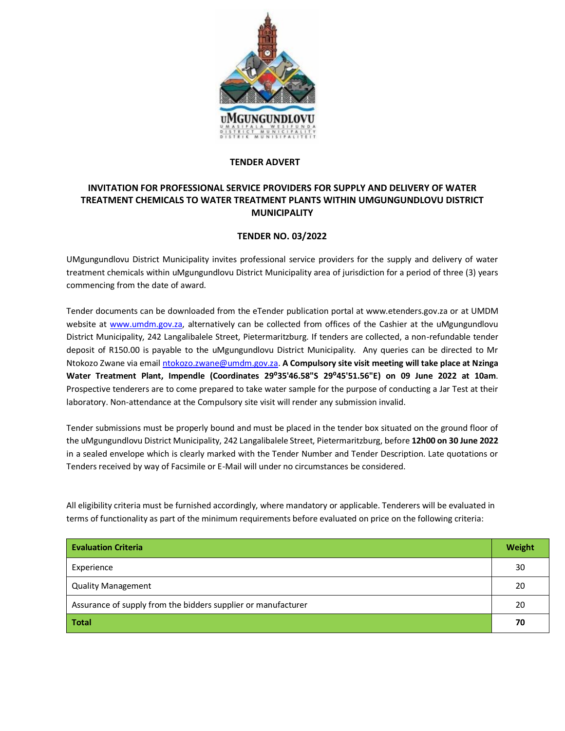UMGUNGUNDLOVU
UMASIPALA WESIFUNDA
DISTRICT MUNICIPALITY
DISTRIK MUNISIPALITEIT

**TENDER ADVERT**

**INVITATION FOR PROFESSIONAL SERVICE PROVIDERS FOR SUPPLY AND DELIVERY OF WATER TREATMENT CHEMICALS TO WATER TREATMENT PLANTS WITHIN UMGUNGUNDLOVU DISTRICT MUNICIPALITY**

**TENDER NO. 03/2022**

UMgungundlovu District Municipality invites professional service providers for the supply and delivery of water treatment chemicals within uMgungundlovu District Municipality area of jurisdiction for a period of three (3) years commencing from the date of award.

Tender documents can be downloaded from the eTender publication portal at www.etenders.gov.za or at UMDM website at www.umdm.gov.za, alternatively can be collected from offices of the Cashier at the uMgungundlovu District Municipality, 242 Langalibalele Street, Pietermaritzburg. If tenders are collected, a non-refundable tender deposit of R150.00 is payable to the uMgungundlovu District Municipality. Any queries can be directed to Mr Ntokozo Zwane via email ntokozo.zwane@umdm.gov.za. **A Compulsory site visit meeting will take place at Nzinga Water Treatment Plant, Impendle (Coordinates 29°35'46.58"S 29°45'51.56"E) on 09 June 2022 at 10am**. Prospective tenderers are to come prepared to take water sample for the purpose of conducting a Jar Test at their laboratory. Non-attendance at the Compulsory site visit will render any submission invalid.

Tender submissions must be properly bound and must be placed in the tender box situated on the ground floor of the uMgungundlovu District Municipality, 242 Langalibalele Street, Pietermaritzburg, before **12h00 on 30 June 2022** in a sealed envelope which is clearly marked with the Tender Number and Tender Description. Late quotations or Tenders received by way of Facsimile or E-Mail will under no circumstances be considered.

All eligibility criteria must be furnished accordingly, where mandatory or applicable. Tenderers will be evaluated in terms of functionality as part of the minimum requirements before evaluated on price on the following criteria:

| **Evaluation Criteria** | **Weight** |
|---|---|
| Experience | 30 |
| Quality Management | 20 |
| Assurance of supply from the bidders supplier or manufacturer | 20 |
| **Total** | **70** |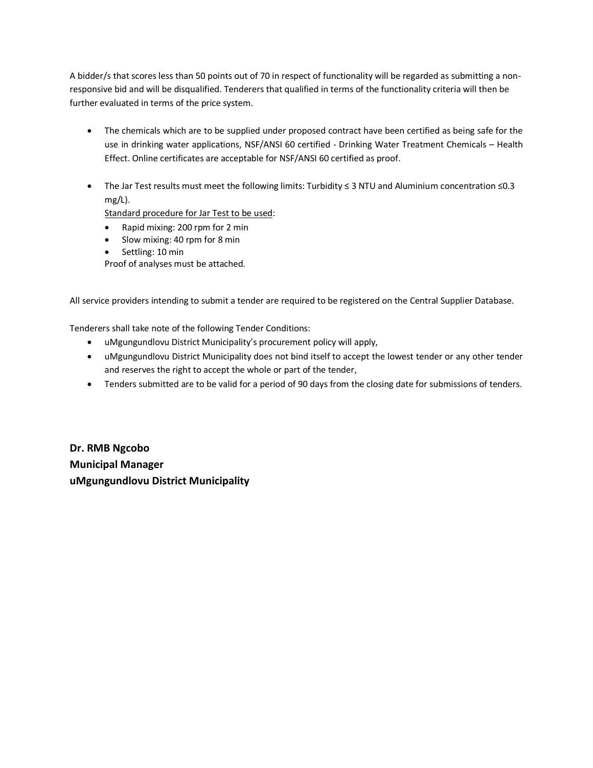A bidder/s that scores less than 50 points out of 70 in respect of functionality will be regarded as submitting a non-responsive bid and will be disqualified. Tenderers that qualified in terms of the functionality criteria will then be further evaluated in terms of the price system.

- The chemicals which are to be supplied under proposed contract have been certified as being safe for the use in drinking water applications, NSF/ANSI 60 certified - Drinking Water Treatment Chemicals – Health Effect. Online certificates are acceptable for NSF/ANSI 60 certified as proof.

- The Jar Test results must meet the following limits: Turbidity ≤ 3 NTU and Aluminium concentration ≤0.3 mg/L).

  <u>Standard procedure for Jar Test to be used</u>:
  - Rapid mixing: 200 rpm for 2 min
  - Slow mixing: 40 rpm for 8 min
  - Settling: 10 min

  Proof of analyses must be attached.

All service providers intending to submit a tender are required to be registered on the Central Supplier Database.

Tenderers shall take note of the following Tender Conditions:

- uMgungundlovu District Municipality's procurement policy will apply,
- uMgungundlovu District Municipality does not bind itself to accept the lowest tender or any other tender and reserves the right to accept the whole or part of the tender,
- Tenders submitted are to be valid for a period of 90 days from the closing date for submissions of tenders.

**Dr. RMB Ngcobo**
**Municipal Manager**
**uMgungundlovu District Municipality**